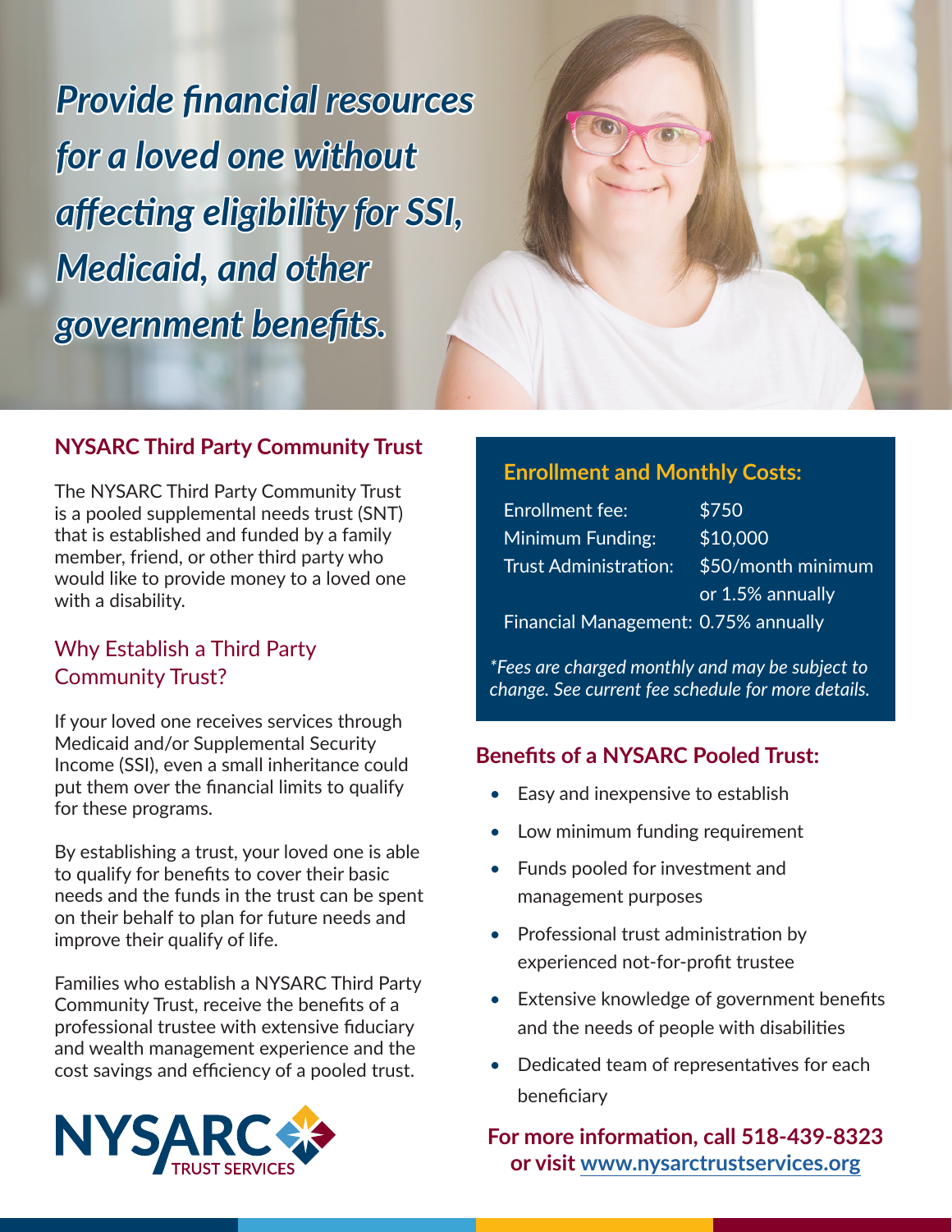# *Provide financial resources for a loved one without affecting eligibility for SSI, Medicaid, and other government benefits.*

## NYSARC Third Party Community Trust

The NYSARC Third Party Community Trust is a pooled supplemental needs trust (SNT) that is established and funded by a family member, friend, or other third party who would like to provide money to a loved one with a disability.

### Why Establish a Third Party Community Trust?

If your loved one receives services through Medicaid and/or Supplemental Security Income (SSI), even a small inheritance could put them over the financial limits to qualify for these programs.

By establishing a trust, your loved one is able to qualify for benefits to cover their basic needs and the funds in the trust can be spent on their behalf to plan for future needs and improve their qualify of life.

Families who establish a NYSARC Third Party Community Trust, receive the benefits of a professional trustee with extensive fiduciary and wealth management experience and the cost savings and efficiency of a pooled trust.

### Enrollment and Monthly Costs:

| | |
|---|---|
| Enrollment fee: | $750 |
| Minimum Funding: | $10,000 |
| Trust Administration: | $50/month minimum or 1.5% annually |
| Financial Management: | 0.75% annually |

*\*Fees are charged monthly and may be subject to change. See current fee schedule for more details.*

### Benefits of a NYSARC Pooled Trust:

- Easy and inexpensive to establish
- Low minimum funding requirement
- Funds pooled for investment and management purposes
- Professional trust administration by experienced not-for-profit trustee
- Extensive knowledge of government benefits and the needs of people with disabilities
- Dedicated team of representatives for each beneficiary

**For more information, call 518-439-8323 or visit www.nysarctrustservices.org**

NYSARC TRUST SERVICES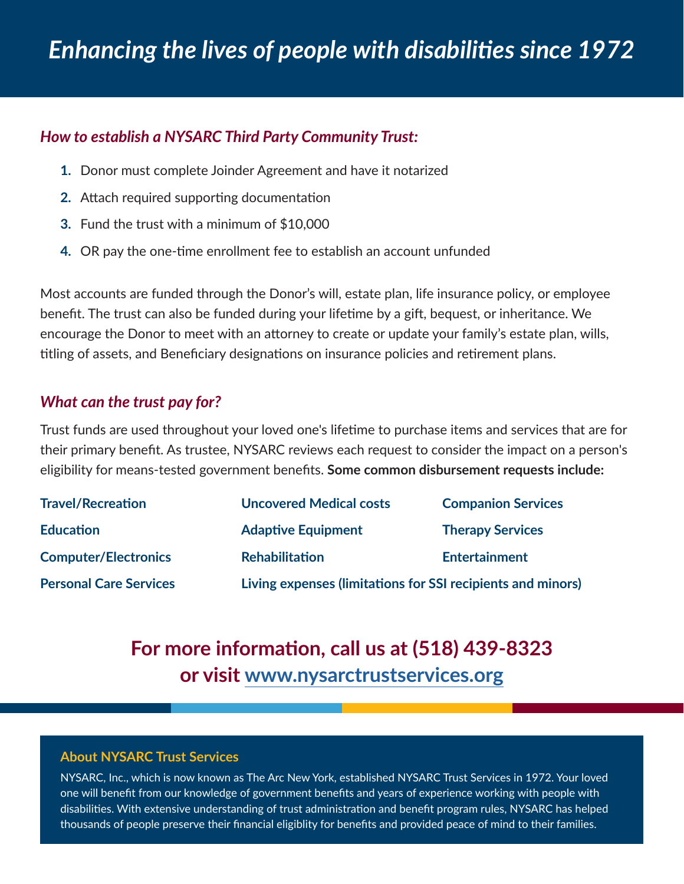# *Enhancing the lives of people with disabilities since 1972*

### *How to establish a NYSARC Third Party Community Trust:*

1. Donor must complete Joinder Agreement and have it notarized
2. Attach required supporting documentation
3. Fund the trust with a minimum of $10,000
4. OR pay the one-time enrollment fee to establish an account unfunded

Most accounts are funded through the Donor's will, estate plan, life insurance policy, or employee benefit. The trust can also be funded during your lifetime by a gift, bequest, or inheritance. We encourage the Donor to meet with an attorney to create or update your family's estate plan, wills, titling of assets, and Beneficiary designations on insurance policies and retirement plans.

### *What can the trust pay for?*

Trust funds are used throughout your loved one's lifetime to purchase items and services that are for their primary benefit. As trustee, NYSARC reviews each request to consider the impact on a person's eligibility for means-tested government benefits. **Some common disbursement requests include:**

**Travel/Recreation**
**Education**
**Computer/Electronics**
**Personal Care Services**
**Uncovered Medical costs**
**Adaptive Equipment**
**Rehabilitation**
**Living expenses (limitations for SSI recipients and minors)**
**Companion Services**
**Therapy Services**
**Entertainment**

## For more information, call us at (518) 439-8323 or visit www.nysarctrustservices.org

**About NYSARC Trust Services**

NYSARC, Inc., which is now known as The Arc New York, established NYSARC Trust Services in 1972. Your loved one will benefit from our knowledge of government benefits and years of experience working with people with disabilities. With extensive understanding of trust administration and benefit program rules, NYSARC has helped thousands of people preserve their financial eligiblity for benefits and provided peace of mind to their families.